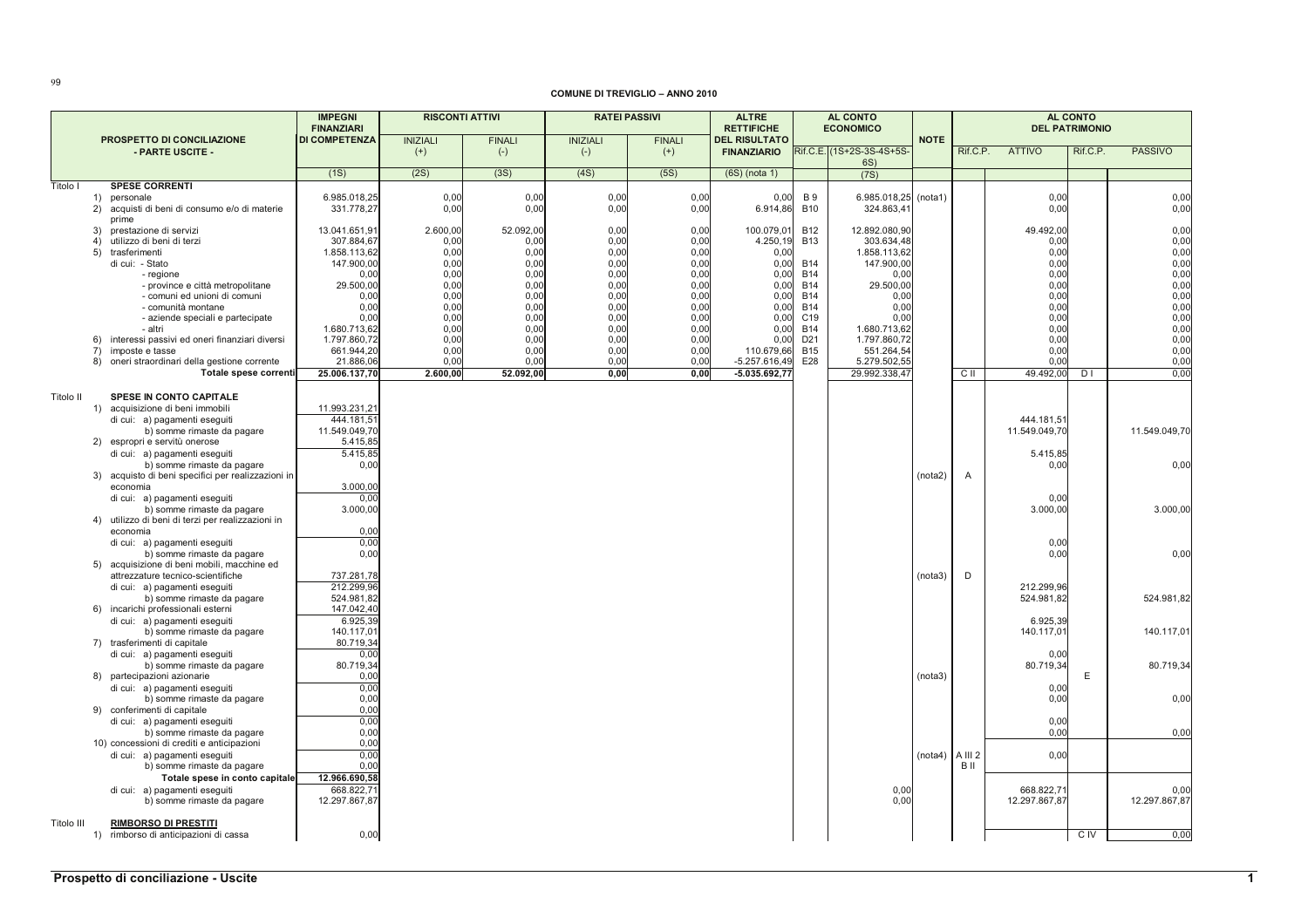**COMUNE DI TREVIGLIO – ANNO 2010**

| PROSPETTO DI CONCILIAZIONE - PARTE USCITE - | | IMPEGNI FINANZIARI DI COMPETENZA | RISCONTI ATTIVI | | RATEI PASSIVI | | ALTRE RETTIFICHE DEL RISULTATO FINANZIARIO | AL CONTO ECONOMICO | | NOTE | AL CONTO DEL PATRIMONIO | | | |
|---|---|---|---|---|---|---|---|---|---|---|---|---|---|---|
| | | | INIZIALI (+) | FINALI (-) | INIZIALI (-) | FINALI (+) | | Rif.C.E. | (1S+2S-3S-4S+5S-6S) | | Rif.C.P. | ATTIVO | Rif.C.P. | PASSIVO |
| | | (1S) | (2S) | (3S) | (4S) | (5S) | (6S) (nota 1) | | (7S) | | | | | |
| Titolo I | **SPESE CORRENTI** | | | | | | | | | | | | | |
| | 1) personale | 6.985.018,25 | 0,00 | 0,00 | 0,00 | 0,00 | 0,00 | B 9 | 6.985.018,25 | (nota1) | | 0,00 | | 0,00 |
| | 2) acquisti di beni di consumo e/o di materie prime | 331.778,27 | 0,00 | 0,00 | 0,00 | 0,00 | 6.914,86 | B10 | 324.863,41 | | | 0,00 | | 0,00 |
| | 3) prestazione di servizi | 13.041.651,91 | 2.600,00 | 52.092,00 | 0,00 | 0,00 | 100.079,01 | B12 | 12.892.080,90 | | | 49.492,00 | | 0,00 |
| | 4) utilizzo di beni di terzi | 307.884,67 | 0,00 | 0,00 | 0,00 | 0,00 | 4.250,19 | B13 | 303.634,48 | | | 0,00 | | 0,00 |
| | 5) trasferimenti | 1.858.113,62 | 0,00 | 0,00 | 0,00 | 0,00 | 0,00 | | 1.858.113,62 | | | 0,00 | | 0,00 |
| | di cui: - Stato | 147.900,00 | 0,00 | 0,00 | 0,00 | 0,00 | 0,00 | B14 | 147.900,00 | | | 0,00 | | 0,00 |
| | - regione | 0,00 | 0,00 | 0,00 | 0,00 | 0,00 | 0,00 | B14 | 0,00 | | | 0,00 | | 0,00 |
| | - province e città metropolitane | 29.500,00 | 0,00 | 0,00 | 0,00 | 0,00 | 0,00 | B14 | 29.500,00 | | | 0,00 | | 0,00 |
| | - comuni ed unioni di comuni | 0,00 | 0,00 | 0,00 | 0,00 | 0,00 | 0,00 | B14 | 0,00 | | | 0,00 | | 0,00 |
| | - comunità montane | 0,00 | 0,00 | 0,00 | 0,00 | 0,00 | 0,00 | B14 | 0,00 | | | 0,00 | | 0,00 |
| | - aziende speciali e partecipate | 0,00 | 0,00 | 0,00 | 0,00 | 0,00 | 0,00 | C19 | 0,00 | | | 0,00 | | 0,00 |
| | - altri | 1.680.713,62 | 0,00 | 0,00 | 0,00 | 0,00 | 0,00 | B14 | 1.680.713,62 | | | 0,00 | | 0,00 |
| | 6) interessi passivi ed oneri finanziari diversi | 1.797.860,72 | 0,00 | 0,00 | 0,00 | 0,00 | 0,00 | D21 | 1.797.860,72 | | | 0,00 | | 0,00 |
| | 7) imposte e tasse | 661.944,20 | 0,00 | 0,00 | 0,00 | 0,00 | 110.679,66 | B15 | 551.264,54 | | | 0,00 | | 0,00 |
| | 8) oneri straordinari della gestione corrente | 21.886,06 | 0,00 | 0,00 | 0,00 | 0,00 | -5.257.616,49 | E28 | 5.279.502,55 | | | 0,00 | | 0,00 |
| | **Totale spese correnti** | **25.006.137,70** | **2.600,00** | **52.092,00** | **0,00** | **0,00** | **-5.035.692,77** | | 29.992.338,47 | | C II | 49.492,00 | D I | 0,00 |
| Titolo II | **SPESE IN CONTO CAPITALE** | | | | | | | | | | | | | |
| | 1) acquisizione di beni immobili | 11.993.231,21 | | | | | | | | | | | | |
| | di cui: a) pagamenti eseguiti | 444.181,51 | | | | | | | | | | 444.181,51 | | |
| | b) somme rimaste da pagare | 11.549.049,70 | | | | | | | | | | 11.549.049,70 | | 11.549.049,70 |
| | 2) espropri e servitù onerose | 5.415,85 | | | | | | | | | | | | |
| | di cui: a) pagamenti eseguiti | 5.415,85 | | | | | | | | | | 5.415,85 | | |
| | b) somme rimaste da pagare | 0,00 | | | | | | | | | | 0,00 | | 0,00 |
| | 3) acquisto di beni specifici per realizzazioni in economia | 3.000,00 | | | | | | | | (nota2) | A | | | |
| | di cui: a) pagamenti eseguiti | 0,00 | | | | | | | | | | 0,00 | | |
| | b) somme rimaste da pagare | 3.000,00 | | | | | | | | | | 3.000,00 | | 3.000,00 |
| | 4) utilizzo di beni di terzi per realizzazioni in economia | 0,00 | | | | | | | | | | | | |
| | di cui: a) pagamenti eseguiti | 0,00 | | | | | | | | | | 0,00 | | |
| | b) somme rimaste da pagare | 0,00 | | | | | | | | | | 0,00 | | 0,00 |
| | 5) acquisizione di beni mobili, macchine ed attrezzature tecnico-scientifiche | 737.281,78 | | | | | | | | (nota3) | D | | | |
| | di cui: a) pagamenti eseguiti | 212.299,96 | | | | | | | | | | 212.299,96 | | |
| | b) somme rimaste da pagare | 524.981,82 | | | | | | | | | | 524.981,82 | | 524.981,82 |
| | 6) incarichi professionali esterni | 147.042,40 | | | | | | | | | | | | |
| | di cui: a) pagamenti eseguiti | 6.925,39 | | | | | | | | | | 6.925,39 | | |
| | b) somme rimaste da pagare | 140.117,01 | | | | | | | | | | 140.117,01 | | 140.117,01 |
| | 7) trasferimenti di capitale | 80.719,34 | | | | | | | | | | | | |
| | di cui: a) pagamenti eseguiti | 0,00 | | | | | | | | | | 0,00 | | |
| | b) somme rimaste da pagare | 80.719,34 | | | | | | | | | | 80.719,34 | | 80.719,34 |
| | 8) partecipazioni azionarie | 0,00 | | | | | | | | (nota3) | | | E | |
| | di cui: a) pagamenti eseguiti | 0,00 | | | | | | | | | | 0,00 | | |
| | b) somme rimaste da pagare | 0,00 | | | | | | | | | | 0,00 | | 0,00 |
| | 9) conferimenti di capitale | 0,00 | | | | | | | | | | | | |
| | di cui: a) pagamenti eseguiti | 0,00 | | | | | | | | | | 0,00 | | |
| | b) somme rimaste da pagare | 0,00 | | | | | | | | | | 0,00 | | 0,00 |
| | 10) concessioni di crediti e anticipazioni | 0,00 | | | | | | | | | | | | |
| | di cui: a) pagamenti eseguiti | 0,00 | | | | | | | | (nota4) | A III 2 | 0,00 | | |
| | b) somme rimaste da pagare | 0,00 | | | | | | | | | B II | | | |
| | **Totale spese in conto capitale** | **12.966.690,58** | | | | | | | | | | | | |
| | di cui: a) pagamenti eseguiti | 668.822,71 | | | | | | | 0,00 | | | 668.822,71 | | 0,00 |
| | b) somme rimaste da pagare | 12.297.867,87 | | | | | | | 0,00 | | | 12.297.867,87 | | 12.297.867,87 |
| Titolo III | **RIMBORSO DI PRESTITI** | | | | | | | | | | | | | |
| | 1) rimborso di anticipazioni di cassa | 0,00 | | | | | | | | | | | C IV | 0,00 |

**Prospetto di conciliazione - Uscite**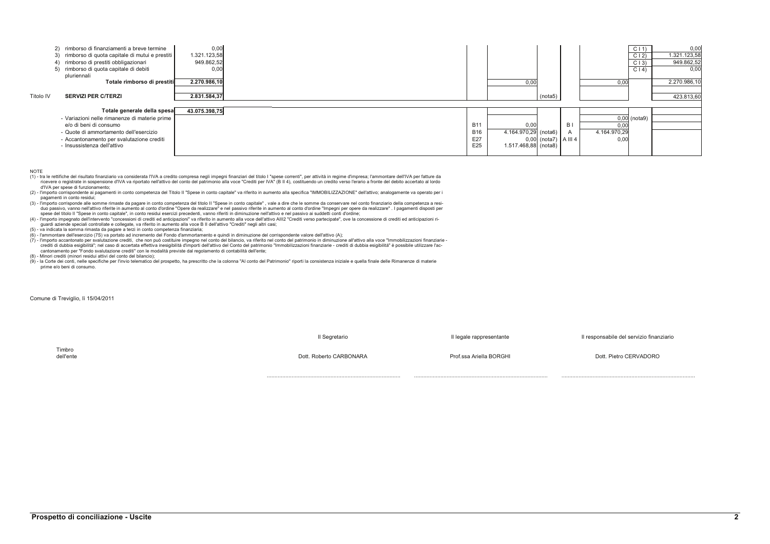| | | | | | | | | | | |
|---|---|---|---|---|---|---|---|---|---|---|
| | 2) rimborso di finanziamenti a breve termine | 0,00 | | | | | | | C I 1) | 0,00 |
| | 3) rimborso di quota capitale di mutui e prestiti | 1.321.123,58 | | | | | | | C I 2) | 1.321.123,58 |
| | 4) rimborso di prestiti obbligazionari | 949.862,52 | | | | | | | C I 3) | 949.862,52 |
| | 5) rimborso di quota capitale di debiti pluriennali | 0,00 | | | | | | | C I 4) | 0,00 |
| | **Totale rimborso di prestiti** | **2.270.986,10** | | | 0,00 | | | 0,00 | | 2.270.986,10 |
| Titolo IV | **SERVIZI PER C/TERZI** | **2.831.584,37** | | | | (nota5) | | | | 423.813,60 |
| | **Totale generale della spesa** | **43.075.398,75** | | | | | | | | |
| | - Variazioni nelle rimanenze di materie prime e/o di beni di consumo | | | B11 | 0,00 | | B I | 0,00 | (nota9) | |
| | - Quote di ammortamento dell'esercizio | | | B16 | 4.164.970,29 | (nota6) | A | 4.164.970,29 | | |
| | - Accantonamento per svalutazione crediti | | | E27 | 0,00 | (nota7) | A III 4 | 0,00 | | |
| | - Insussistenza dell'attivo | | | E25 | 1.517.468,88 | (nota8) | | | | |

NOTE

(1) - tra le rettifiche del risultato finanziario va considerata l'IVA a credito compresa negli impegni finanziari del titolo I "spese correnti", per attività in regime d'impresa; l'ammontare dell'IVA per fatture da ricevere o registrate in sospensione d'IVA va riportato nell'attivo del conto del patrimonio alla voce "Crediti per IVA" (B II 4), costituendo un credito verso l'erario a fronte del debito accertato al lordo d'IVA per spese di funzionamento;

(2) - l'importo corrispondente ai pagamenti in conto competenza del Titolo II "Spese in conto capitale" va riferito in aumento alla specifica "IMMOBILIZZAZIONE" dell'attivo; analogamente va operato per i pagamenti in conto residui;

(3) - l'importo corrisponde alle somme rimaste da pagare in conto competenza del titolo II "Spese in conto capitale" , vale a dire che le somme da conservare nel conto finanziario della competenza a residuo passivo, vanno nell'attivo riferite in aumento al conto d'ordine "Opere da realizzare" e nel passivo riferite in aumento al conto d'ordine "Impegni per opere da realizzare" . I pagamenti disposti per spese del titolo II "Spese in conto capitale", in conto residui esercizi precedenti, vanno riferiti in diminuzione nell'attivo e nel passivo ai suddetti conti d'ordine;

(4) - l'importo impegnato dell'intervento "concessioni di crediti ed anticipazioni" va riferito in aumento alla voce dell'attivo AIII2 "Crediti verso partecipate", ove la concessione di crediti ed anticipazioni riguardi aziende speciali controllate e collegate, va riferito in aumento alla voce B II dell'attivo "Crediti" negli altri casi;

(5) - va indicata la somma rimasta da pagare a terzi in conto competenza finanziaria;

(6) - l'ammontare dell'esercizio (7S) va portato ad incremento del Fondo d'ammortamento e quindi in diminuzione del corrispondente valore dell'attivo (A);

(7) - l'importo accantonato per svalutazione crediti, che non può costituire impegno nel conto del bilancio, va riferito nel conto del patrimonio in diminuzione all'attivo alla voce "Immobilizzazioni finanziarie - crediti di dubbia esigibilità"; nel caso di accertata effettiva inesigibilità d'importi dell'attivo del Conto del patrimonio "Immobilizzazioni finanziarie - crediti di dubbia esigibilità" è possibile utilizzare l'accantonamento per "Fondo svalutazione crediti" con le modalità previste dal regolamento di contabilità dell'ente;

(8) - Minori crediti (minori residui attivi del conto del bilancio);

(9) - la Corte dei conti, nelle specifiche per l'invio telematico del prospetto, ha prescritto che la colonna "Al conto del Patrimonio" riporti la consistenza iniziale e quella finale delle Rimanenze di materie prime e/o beni di consumo.

Comune di Treviglio, lì 15/04/2011

Timbro dell'ente

| Il Segretario | Il legale rappresentante | Il responsabile del servizio finanziario |
|---|---|---|
| Dott. Roberto CARBONARA | Prof.ssa Ariella BORGHI | Dott. Pietro CERVADORO |

**Prospetto di conciliazione - Uscite**